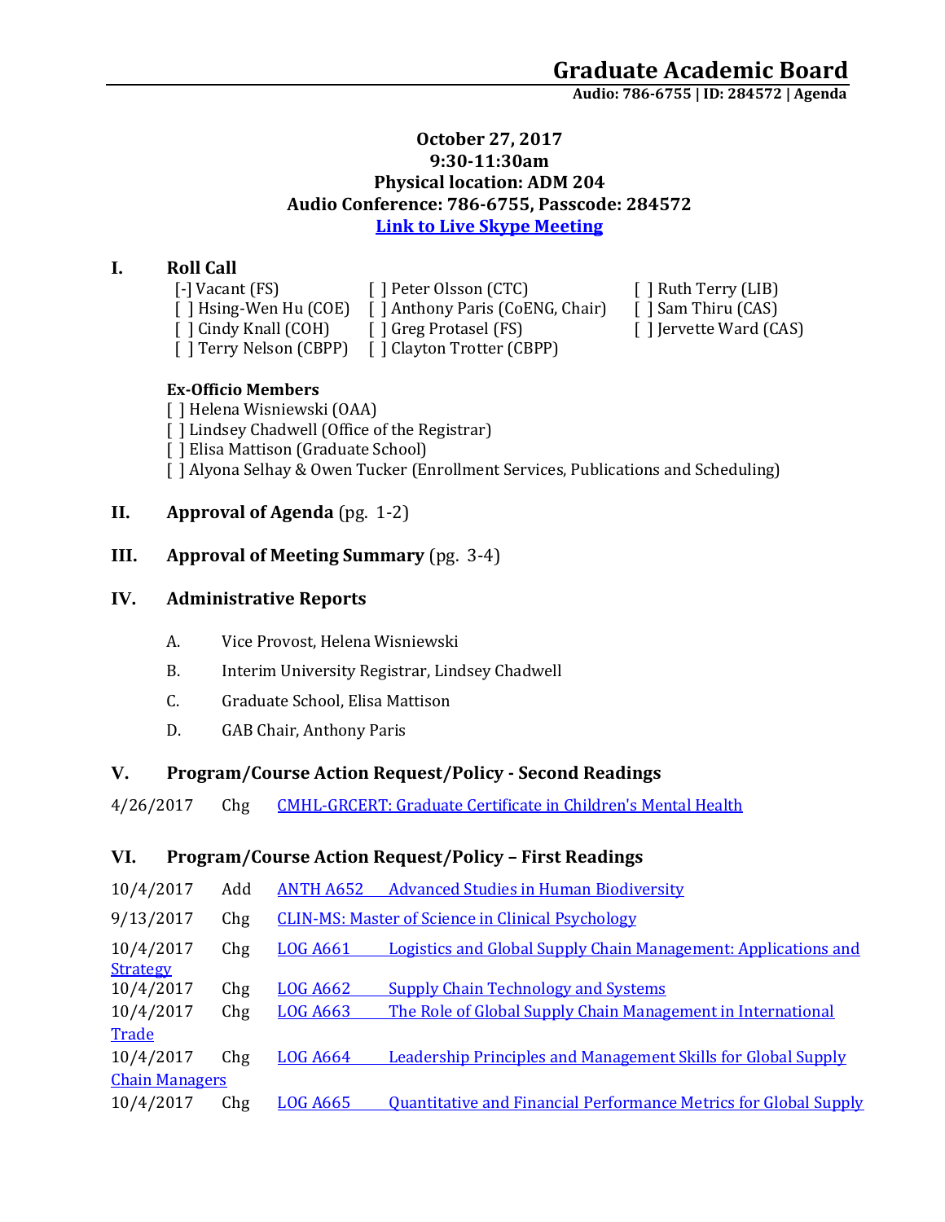# Graduate Academic Board

**Audio: 786-6755 | ID: 284572 | Agenda**

**October 27, 2017**
**9:30-11:30am**
**Physical location: ADM 204**
**Audio Conference: 786-6755, Passcode: 284572**
**Link to Live Skype Meeting**

## I. Roll Call

[-] Vacant (FS)
[ ] Hsing-Wen Hu (COE)
[ ] Cindy Knall (COH)
[ ] Terry Nelson (CBPP)
[ ] Peter Olsson (CTC)
[ ] Anthony Paris (CoENG, Chair)
[ ] Greg Protasel (FS)
[ ] Clayton Trotter (CBPP)
[ ] Ruth Terry (LIB)
[ ] Sam Thiru (CAS)
[ ] Jervette Ward (CAS)

**Ex-Officio Members**

[ ] Helena Wisniewski (OAA)
[ ] Lindsey Chadwell (Office of the Registrar)
[ ] Elisa Mattison (Graduate School)
[ ] Alyona Selhay & Owen Tucker (Enrollment Services, Publications and Scheduling)

## II. Approval of Agenda (pg. 1-2)

## III. Approval of Meeting Summary (pg. 3-4)

## IV. Administrative Reports

A. Vice Provost, Helena Wisniewski

B. Interim University Registrar, Lindsey Chadwell

C. Graduate School, Elisa Mattison

D. GAB Chair, Anthony Paris

## V. Program/Course Action Request/Policy - Second Readings

4/26/2017 Chg CMHL-GRCERT: Graduate Certificate in Children's Mental Health

## VI. Program/Course Action Request/Policy – First Readings

10/4/2017 Add ANTH A652 Advanced Studies in Human Biodiversity

9/13/2017 Chg CLIN-MS: Master of Science in Clinical Psychology

10/4/2017 Chg LOG A661 Logistics and Global Supply Chain Management: Applications and Strategy

10/4/2017 Chg LOG A662 Supply Chain Technology and Systems

10/4/2017 Chg LOG A663 The Role of Global Supply Chain Management in International Trade

10/4/2017 Chg LOG A664 Leadership Principles and Management Skills for Global Supply Chain Managers

10/4/2017 Chg LOG A665 Quantitative and Financial Performance Metrics for Global Supply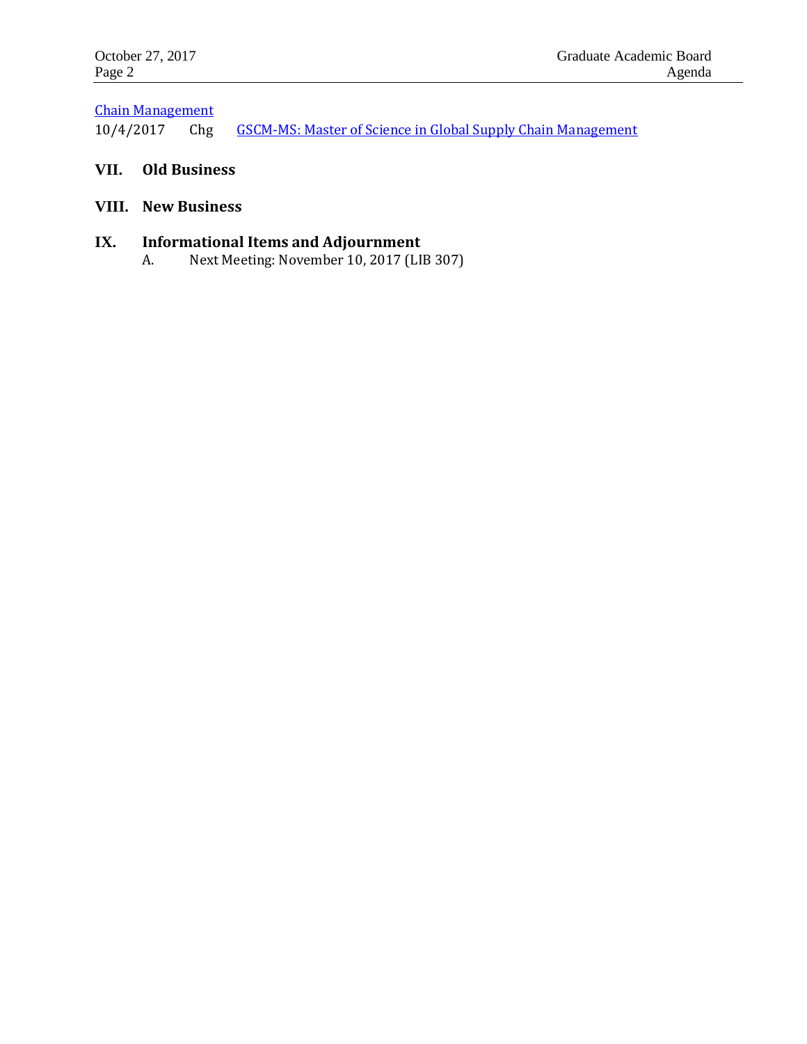Chain Management

10/4/2017 Chg GSCM-MS: Master of Science in Global Supply Chain Management

## VII. Old Business

## VIII. New Business

## IX. Informational Items and Adjournment

A. Next Meeting: November 10, 2017 (LIB 307)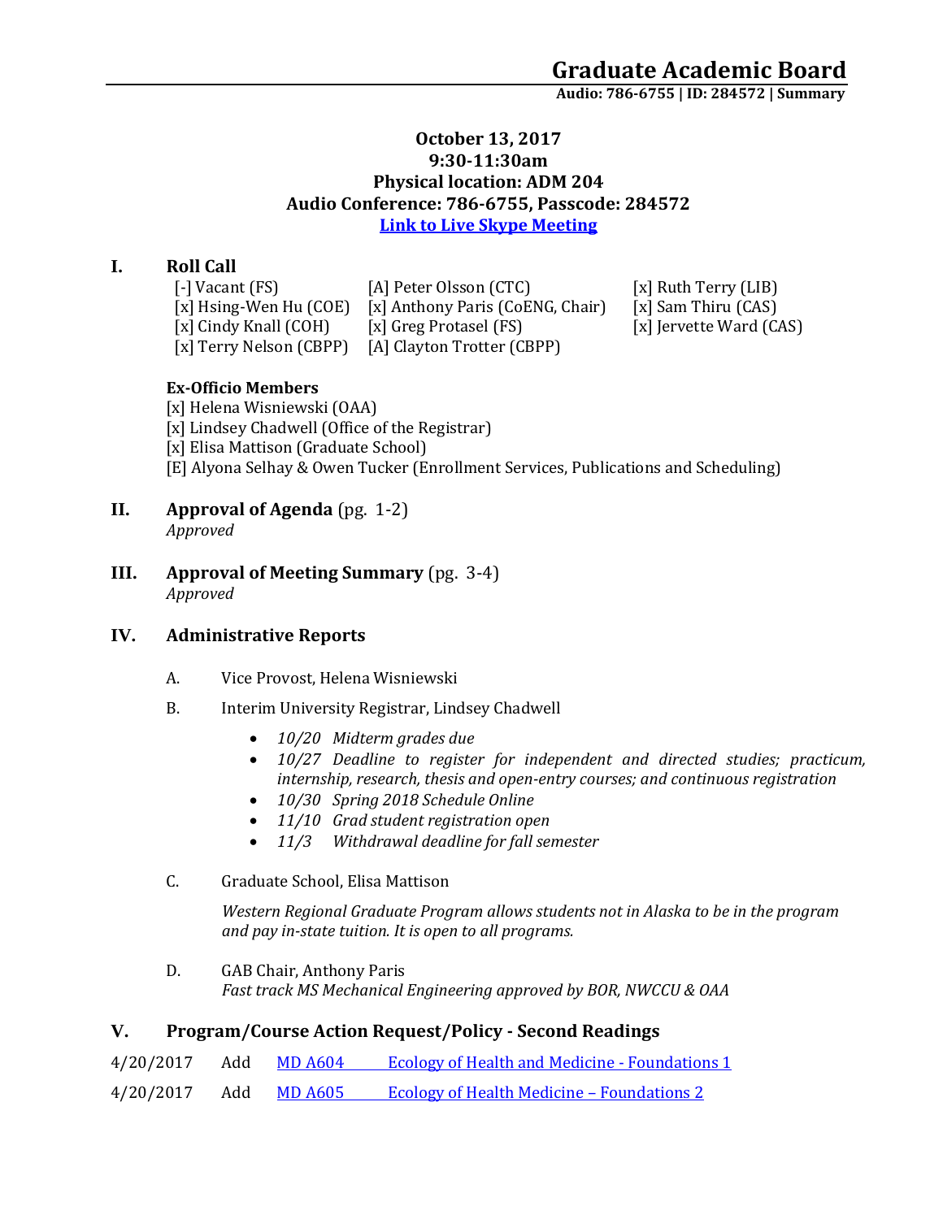# Graduate Academic Board

**Audio: 786-6755 | ID: 284572 | Summary**

**October 13, 2017**
**9:30-11:30am**
**Physical location: ADM 204**
**Audio Conference: 786-6755, Passcode: 284572**
**Link to Live Skype Meeting**

## I. Roll Call

| | | |
|---|---|---|
| [-] Vacant (FS) | [A] Peter Olsson (CTC) | [x] Ruth Terry (LIB) |
| [x] Hsing-Wen Hu (COE) | [x] Anthony Paris (CoENG, Chair) | [x] Sam Thiru (CAS) |
| [x] Cindy Knall (COH) | [x] Greg Protasel (FS) | [x] Jervette Ward (CAS) |
| [x] Terry Nelson (CBPP) | [A] Clayton Trotter (CBPP) | |

**Ex-Officio Members**

[x] Helena Wisniewski (OAA)
[x] Lindsey Chadwell (Office of the Registrar)
[x] Elisa Mattison (Graduate School)
[E] Alyona Selhay & Owen Tucker (Enrollment Services, Publications and Scheduling)

## II. Approval of Agenda (pg. 1-2)

*Approved*

## III. Approval of Meeting Summary (pg. 3-4)

*Approved*

## IV. Administrative Reports

A. Vice Provost, Helena Wisniewski

B. Interim University Registrar, Lindsey Chadwell

- *10/20 Midterm grades due*
- *10/27 Deadline to register for independent and directed studies; practicum, internship, research, thesis and open-entry courses; and continuous registration*
- *10/30 Spring 2018 Schedule Online*
- *11/10 Grad student registration open*
- *11/3 Withdrawal deadline for fall semester*

C. Graduate School, Elisa Mattison

*Western Regional Graduate Program allows students not in Alaska to be in the program and pay in-state tuition. It is open to all programs.*

D. GAB Chair, Anthony Paris

*Fast track MS Mechanical Engineering approved by BOR, NWCCU & OAA*

## V. Program/Course Action Request/Policy - Second Readings

| | | | |
|---|---|---|---|
| 4/20/2017 | Add | MD A604 | Ecology of Health and Medicine - Foundations 1 |
| 4/20/2017 | Add | MD A605 | Ecology of Health Medicine – Foundations 2 |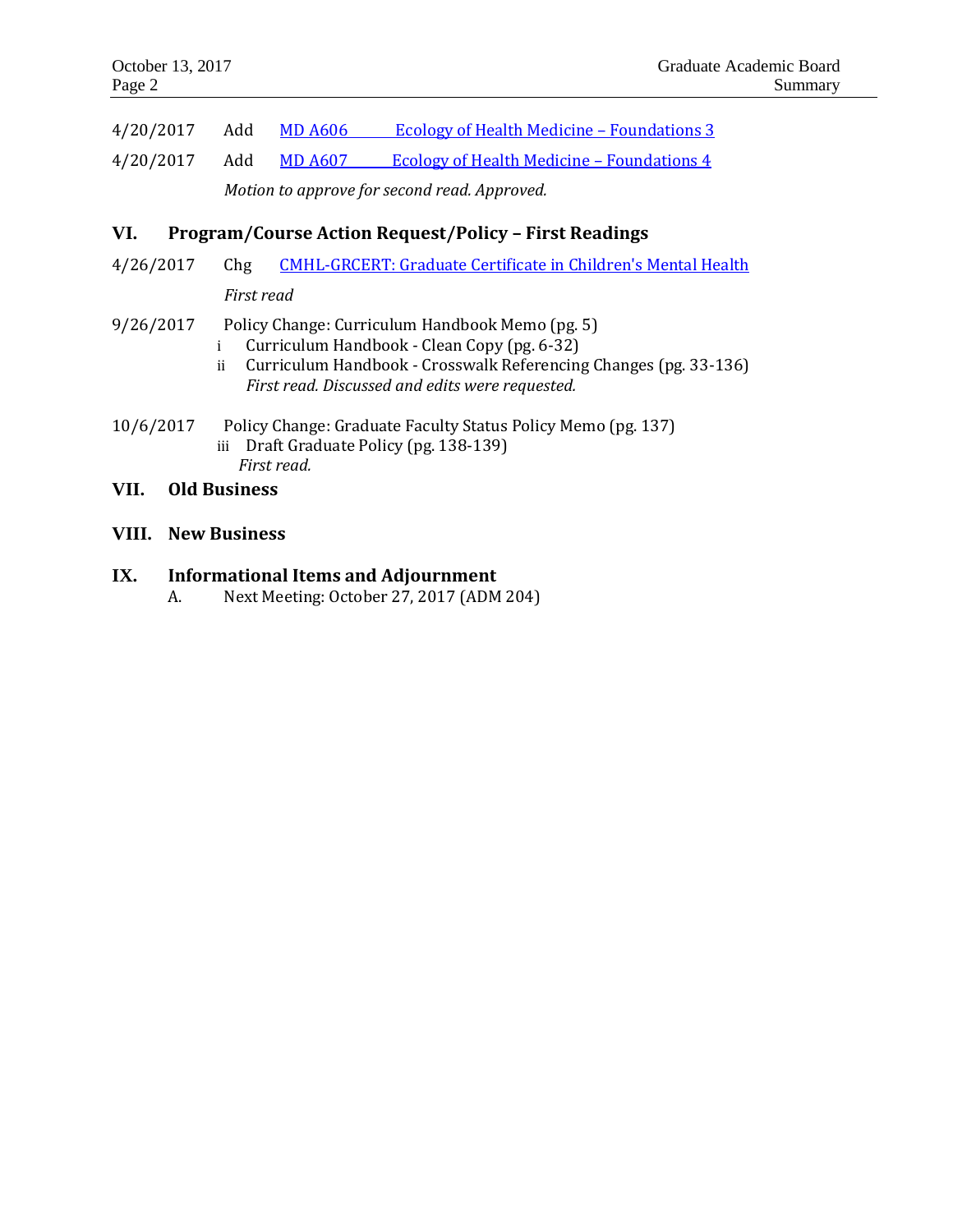4/20/2017 Add MD A606 Ecology of Health Medicine – Foundations 3

4/20/2017 Add MD A607 Ecology of Health Medicine – Foundations 4

*Motion to approve for second read. Approved.*

## VI. Program/Course Action Request/Policy – First Readings

4/26/2017 Chg CMHL-GRCERT: Graduate Certificate in Children's Mental Health

*First read*

9/26/2017 Policy Change: Curriculum Handbook Memo (pg. 5)

- i Curriculum Handbook - Clean Copy (pg. 6-32)
- ii Curriculum Handbook - Crosswalk Referencing Changes (pg. 33-136)

  *First read. Discussed and edits were requested.*

10/6/2017 Policy Change: Graduate Faculty Status Policy Memo (pg. 137)

- iii Draft Graduate Policy (pg. 138-139)

  *First read.*

## VII. Old Business

## VIII. New Business

## IX. Informational Items and Adjournment

A. Next Meeting: October 27, 2017 (ADM 204)